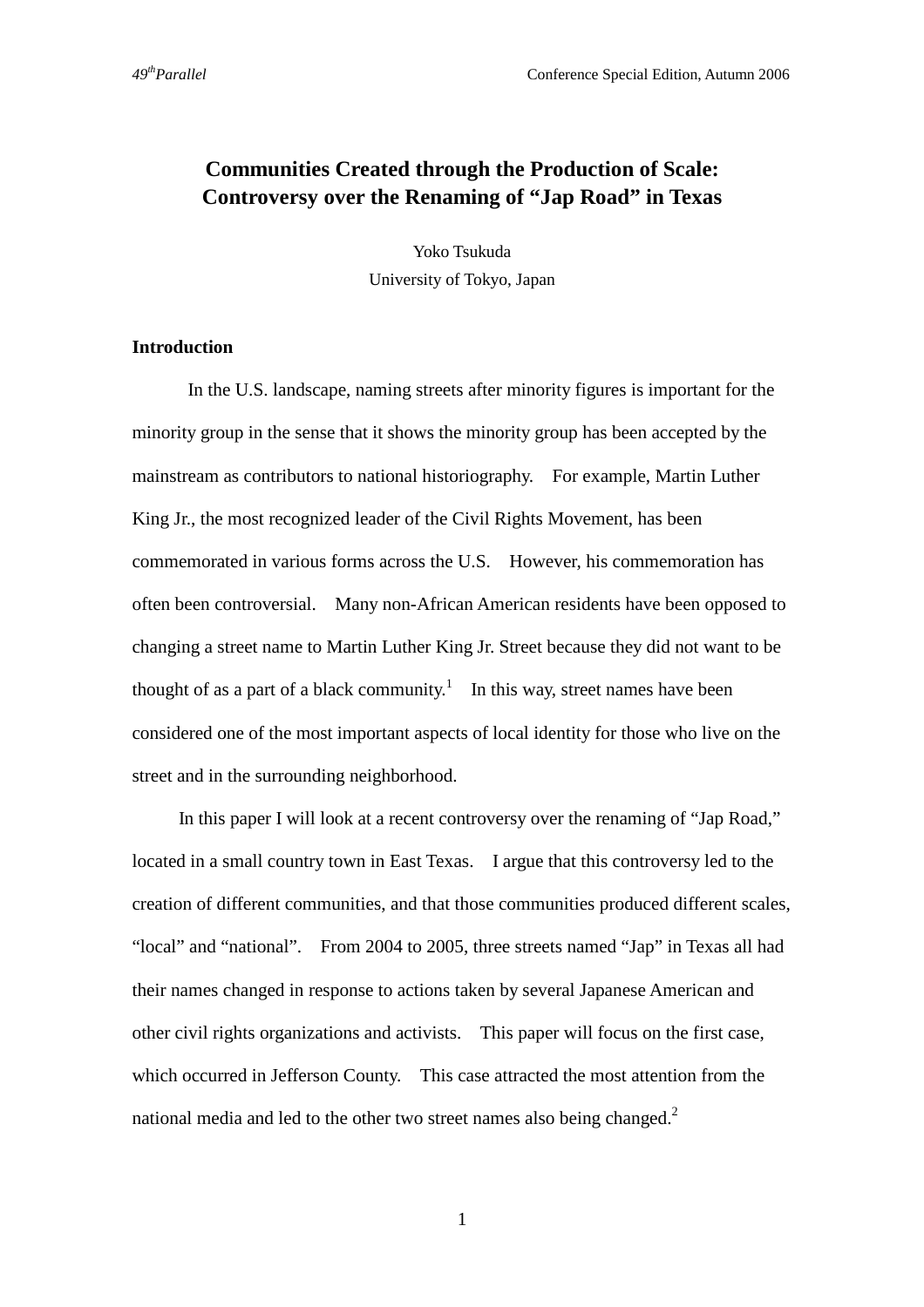# Communities Created through the Production of Scale: Controversy over the Renaming of "Jap Road" in Texas

Yoko Tsukuda
University of Tokyo, Japan

## Introduction

In the U.S. landscape, naming streets after minority figures is important for the minority group in the sense that it shows the minority group has been accepted by the mainstream as contributors to national historiography. For example, Martin Luther King Jr., the most recognized leader of the Civil Rights Movement, has been commemorated in various forms across the U.S. However, his commemoration has often been controversial. Many non-African American residents have been opposed to changing a street name to Martin Luther King Jr. Street because they did not want to be thought of as a part of a black community.[1] In this way, street names have been considered one of the most important aspects of local identity for those who live on the street and in the surrounding neighborhood.

In this paper I will look at a recent controversy over the renaming of "Jap Road," located in a small country town in East Texas. I argue that this controversy led to the creation of different communities, and that those communities produced different scales, "local" and "national". From 2004 to 2005, three streets named "Jap" in Texas all had their names changed in response to actions taken by several Japanese American and other civil rights organizations and activists. This paper will focus on the first case, which occurred in Jefferson County. This case attracted the most attention from the national media and led to the other two street names also being changed.[2]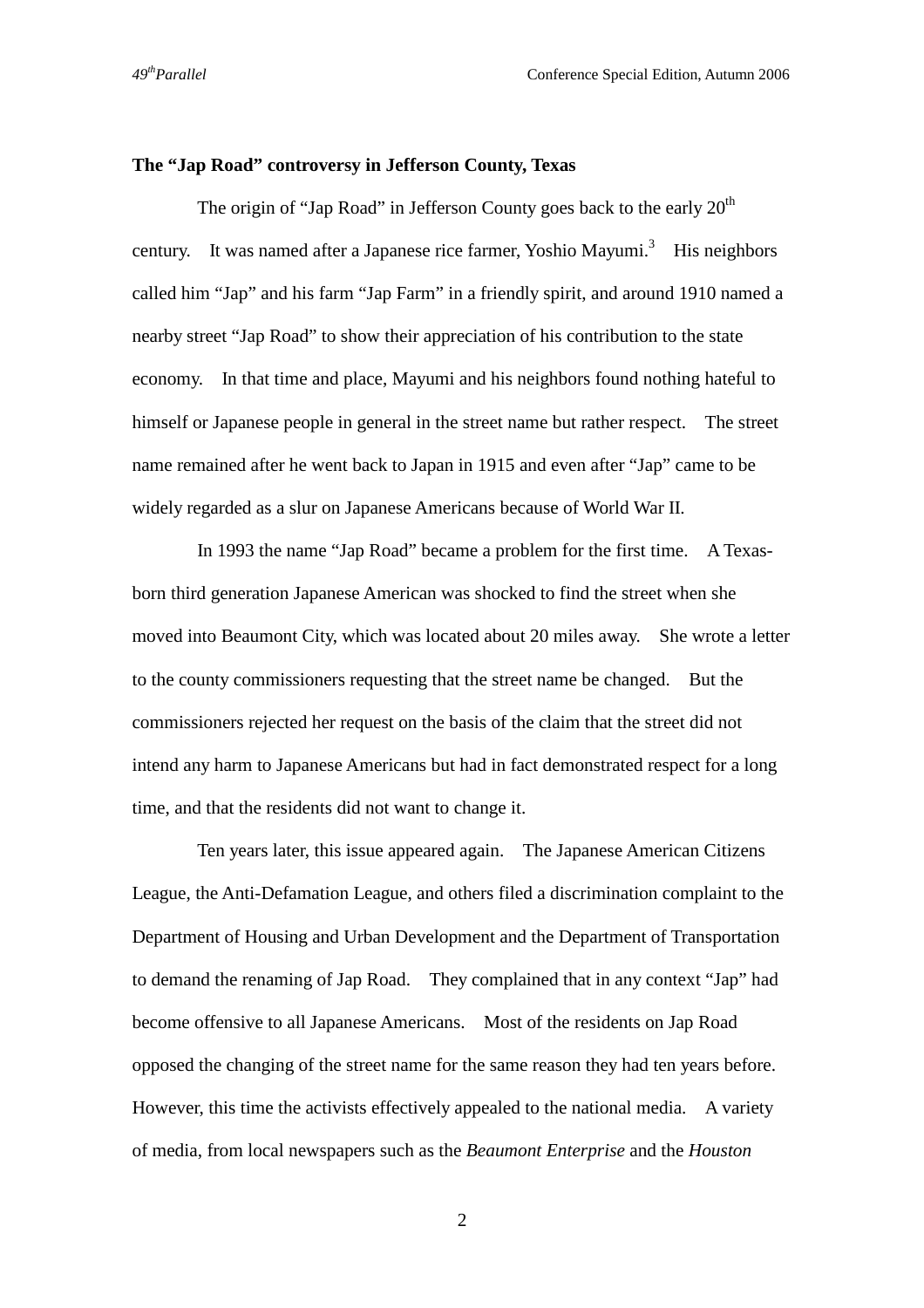**The “Jap Road” controversy in Jefferson County, Texas**

The origin of “Jap Road” in Jefferson County goes back to the early 20th century. It was named after a Japanese rice farmer, Yoshio Mayumi.[3] His neighbors called him “Jap” and his farm “Jap Farm” in a friendly spirit, and around 1910 named a nearby street “Jap Road” to show their appreciation of his contribution to the state economy. In that time and place, Mayumi and his neighbors found nothing hateful to himself or Japanese people in general in the street name but rather respect. The street name remained after he went back to Japan in 1915 and even after “Jap” came to be widely regarded as a slur on Japanese Americans because of World War II.

In 1993 the name “Jap Road” became a problem for the first time. A Texas-born third generation Japanese American was shocked to find the street when she moved into Beaumont City, which was located about 20 miles away. She wrote a letter to the county commissioners requesting that the street name be changed. But the commissioners rejected her request on the basis of the claim that the street did not intend any harm to Japanese Americans but had in fact demonstrated respect for a long time, and that the residents did not want to change it.

Ten years later, this issue appeared again. The Japanese American Citizens League, the Anti-Defamation League, and others filed a discrimination complaint to the Department of Housing and Urban Development and the Department of Transportation to demand the renaming of Jap Road. They complained that in any context “Jap” had become offensive to all Japanese Americans. Most of the residents on Jap Road opposed the changing of the street name for the same reason they had ten years before. However, this time the activists effectively appealed to the national media. A variety of media, from local newspapers such as the *Beaumont Enterprise* and the *Houston*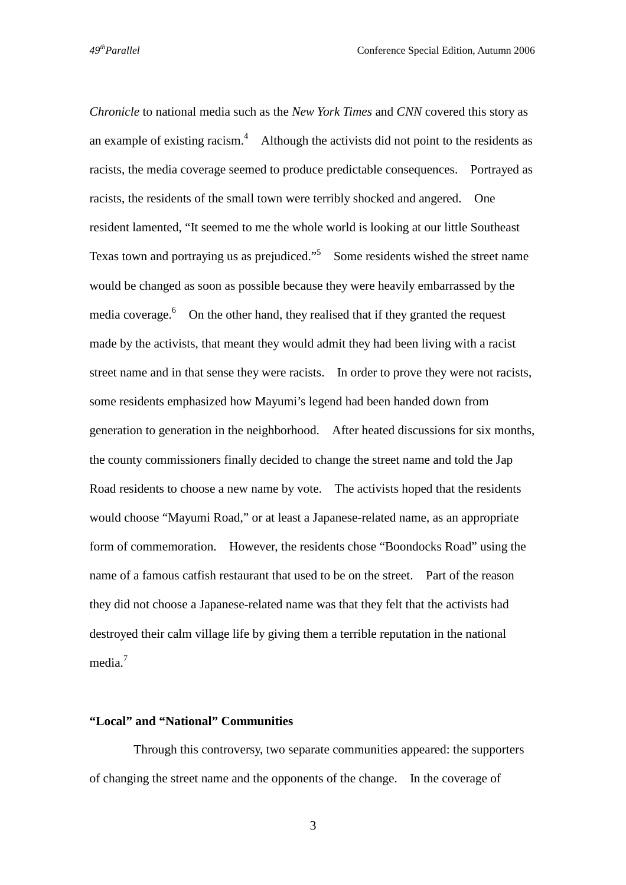*Chronicle* to national media such as the *New York Times* and *CNN* covered this story as an example of existing racism.[4] Although the activists did not point to the residents as racists, the media coverage seemed to produce predictable consequences. Portrayed as racists, the residents of the small town were terribly shocked and angered. One resident lamented, "It seemed to me the whole world is looking at our little Southeast Texas town and portraying us as prejudiced."[5] Some residents wished the street name would be changed as soon as possible because they were heavily embarrassed by the media coverage.[6] On the other hand, they realised that if they granted the request made by the activists, that meant they would admit they had been living with a racist street name and in that sense they were racists. In order to prove they were not racists, some residents emphasized how Mayumi's legend had been handed down from generation to generation in the neighborhood. After heated discussions for six months, the county commissioners finally decided to change the street name and told the Jap Road residents to choose a new name by vote. The activists hoped that the residents would choose "Mayumi Road," or at least a Japanese-related name, as an appropriate form of commemoration. However, the residents chose "Boondocks Road" using the name of a famous catfish restaurant that used to be on the street. Part of the reason they did not choose a Japanese-related name was that they felt that the activists had destroyed their calm village life by giving them a terrible reputation in the national media.[7]

**"Local" and "National" Communities**

Through this controversy, two separate communities appeared: the supporters of changing the street name and the opponents of the change. In the coverage of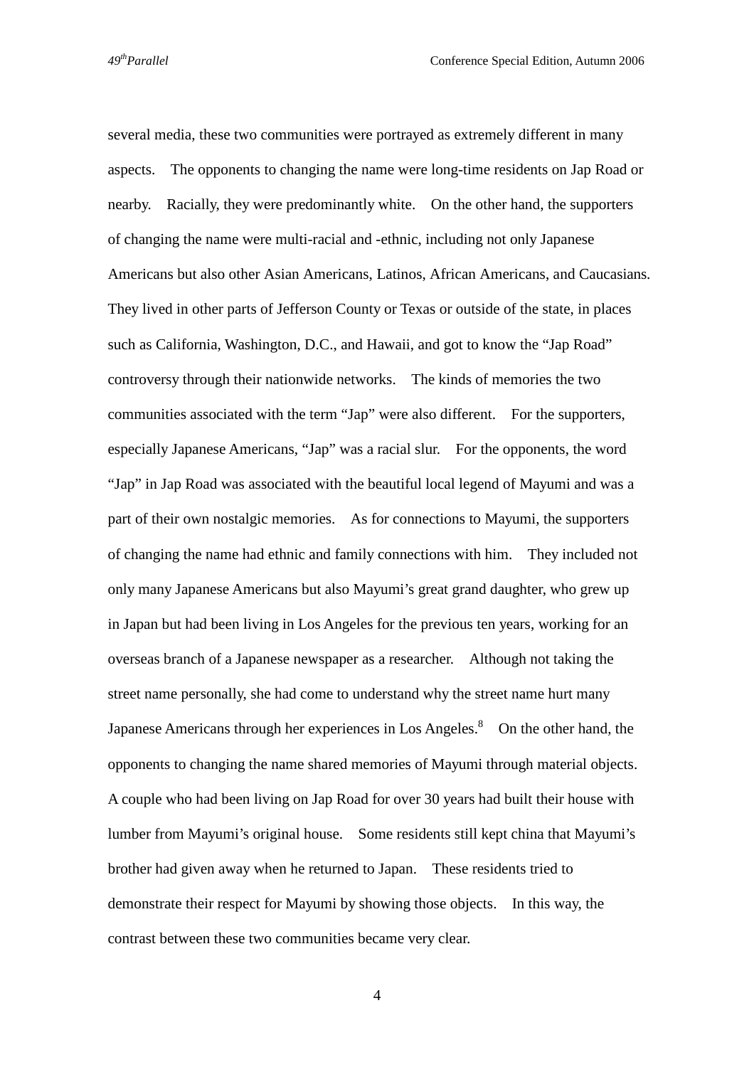several media, these two communities were portrayed as extremely different in many aspects. The opponents to changing the name were long-time residents on Jap Road or nearby. Racially, they were predominantly white. On the other hand, the supporters of changing the name were multi-racial and -ethnic, including not only Japanese Americans but also other Asian Americans, Latinos, African Americans, and Caucasians. They lived in other parts of Jefferson County or Texas or outside of the state, in places such as California, Washington, D.C., and Hawaii, and got to know the "Jap Road" controversy through their nationwide networks. The kinds of memories the two communities associated with the term "Jap" were also different. For the supporters, especially Japanese Americans, "Jap" was a racial slur. For the opponents, the word "Jap" in Jap Road was associated with the beautiful local legend of Mayumi and was a part of their own nostalgic memories. As for connections to Mayumi, the supporters of changing the name had ethnic and family connections with him. They included not only many Japanese Americans but also Mayumi's great grand daughter, who grew up in Japan but had been living in Los Angeles for the previous ten years, working for an overseas branch of a Japanese newspaper as a researcher. Although not taking the street name personally, she had come to understand why the street name hurt many Japanese Americans through her experiences in Los Angeles.[8] On the other hand, the opponents to changing the name shared memories of Mayumi through material objects. A couple who had been living on Jap Road for over 30 years had built their house with lumber from Mayumi's original house. Some residents still kept china that Mayumi's brother had given away when he returned to Japan. These residents tried to demonstrate their respect for Mayumi by showing those objects. In this way, the contrast between these two communities became very clear.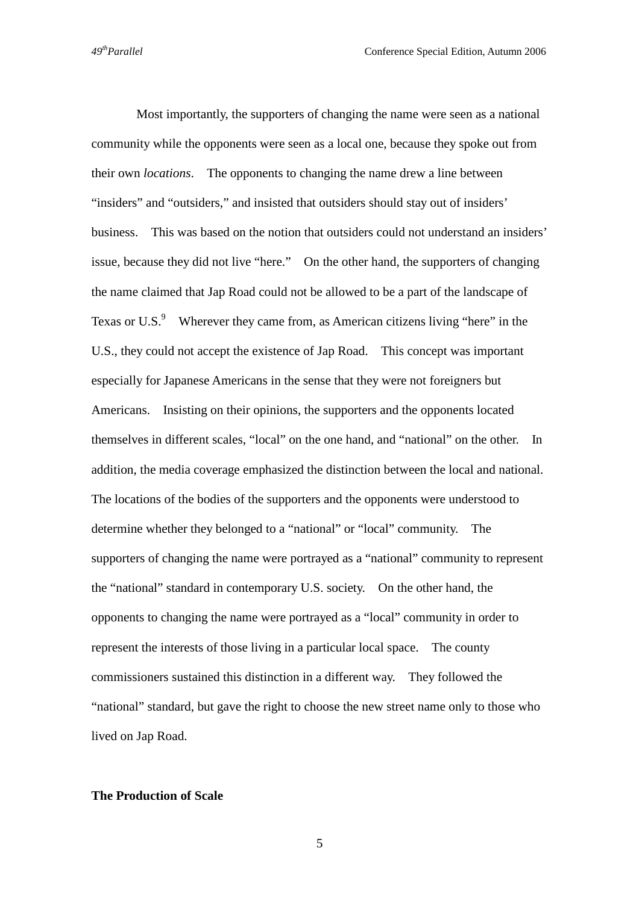Most importantly, the supporters of changing the name were seen as a national community while the opponents were seen as a local one, because they spoke out from their own *locations*. The opponents to changing the name drew a line between "insiders" and "outsiders," and insisted that outsiders should stay out of insiders' business. This was based on the notion that outsiders could not understand an insiders' issue, because they did not live "here." On the other hand, the supporters of changing the name claimed that Jap Road could not be allowed to be a part of the landscape of Texas or U.S.[9] Wherever they came from, as American citizens living "here" in the U.S., they could not accept the existence of Jap Road. This concept was important especially for Japanese Americans in the sense that they were not foreigners but Americans. Insisting on their opinions, the supporters and the opponents located themselves in different scales, "local" on the one hand, and "national" on the other. In addition, the media coverage emphasized the distinction between the local and national. The locations of the bodies of the supporters and the opponents were understood to determine whether they belonged to a "national" or "local" community. The supporters of changing the name were portrayed as a "national" community to represent the "national" standard in contemporary U.S. society. On the other hand, the opponents to changing the name were portrayed as a "local" community in order to represent the interests of those living in a particular local space. The county commissioners sustained this distinction in a different way. They followed the "national" standard, but gave the right to choose the new street name only to those who lived on Jap Road.

**The Production of Scale**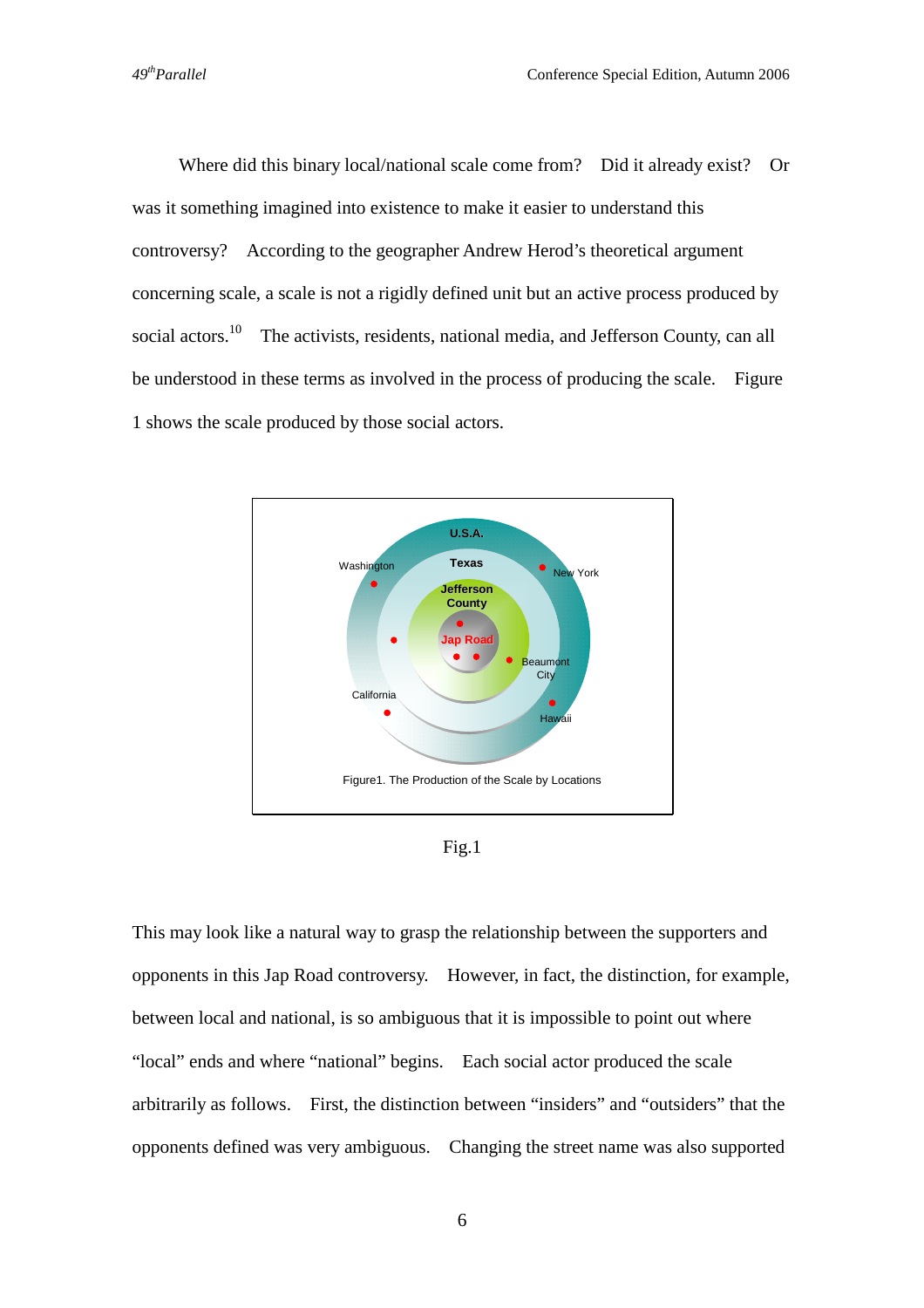Where did this binary local/national scale come from? Did it already exist? Or was it something imagined into existence to make it easier to understand this controversy? According to the geographer Andrew Herod's theoretical argument concerning scale, a scale is not a rigidly defined unit but an active process produced by social actors.[10] The activists, residents, national media, and Jefferson County, can all be understood in these terms as involved in the process of producing the scale. Figure 1 shows the scale produced by those social actors.

Figure1. The Production of the Scale by Locations

Fig.1

This may look like a natural way to grasp the relationship between the supporters and opponents in this Jap Road controversy. However, in fact, the distinction, for example, between local and national, is so ambiguous that it is impossible to point out where "local" ends and where "national" begins. Each social actor produced the scale arbitrarily as follows. First, the distinction between "insiders" and "outsiders" that the opponents defined was very ambiguous. Changing the street name was also supported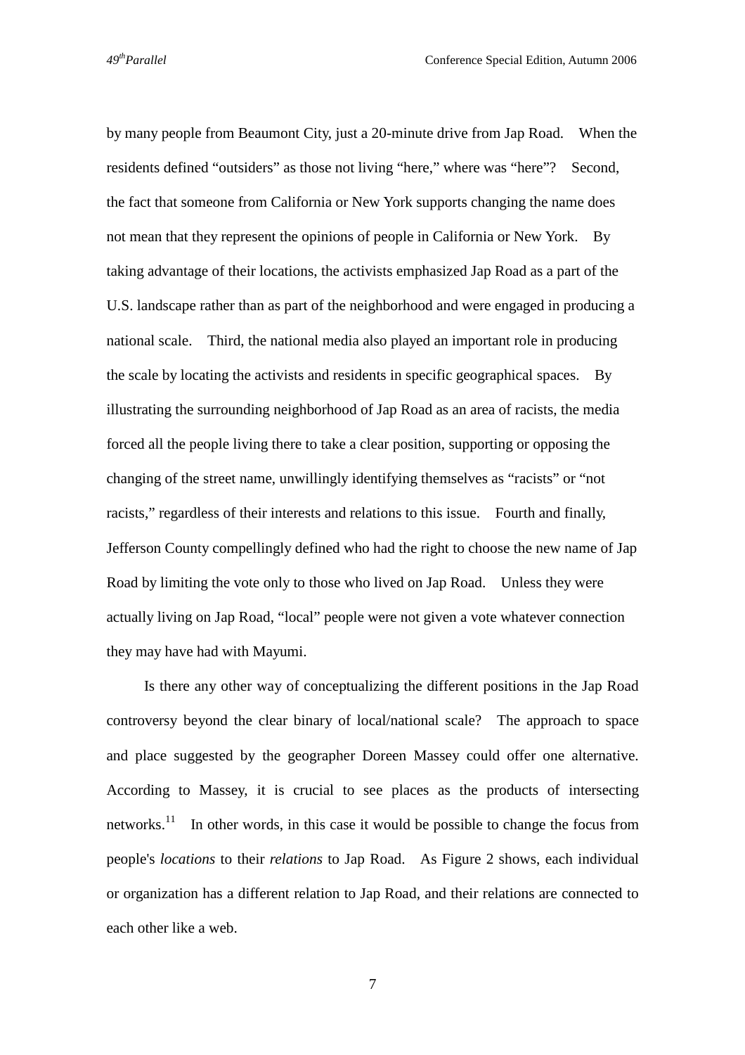by many people from Beaumont City, just a 20-minute drive from Jap Road. When the residents defined “outsiders” as those not living “here,” where was “here”? Second, the fact that someone from California or New York supports changing the name does not mean that they represent the opinions of people in California or New York. By taking advantage of their locations, the activists emphasized Jap Road as a part of the U.S. landscape rather than as part of the neighborhood and were engaged in producing a national scale. Third, the national media also played an important role in producing the scale by locating the activists and residents in specific geographical spaces. By illustrating the surrounding neighborhood of Jap Road as an area of racists, the media forced all the people living there to take a clear position, supporting or opposing the changing of the street name, unwillingly identifying themselves as “racists” or “not racists,” regardless of their interests and relations to this issue. Fourth and finally, Jefferson County compellingly defined who had the right to choose the new name of Jap Road by limiting the vote only to those who lived on Jap Road. Unless they were actually living on Jap Road, “local” people were not given a vote whatever connection they may have had with Mayumi.

Is there any other way of conceptualizing the different positions in the Jap Road controversy beyond the clear binary of local/national scale? The approach to space and place suggested by the geographer Doreen Massey could offer one alternative. According to Massey, it is crucial to see places as the products of intersecting networks.[11] In other words, in this case it would be possible to change the focus from people's *locations* to their *relations* to Jap Road. As Figure 2 shows, each individual or organization has a different relation to Jap Road, and their relations are connected to each other like a web.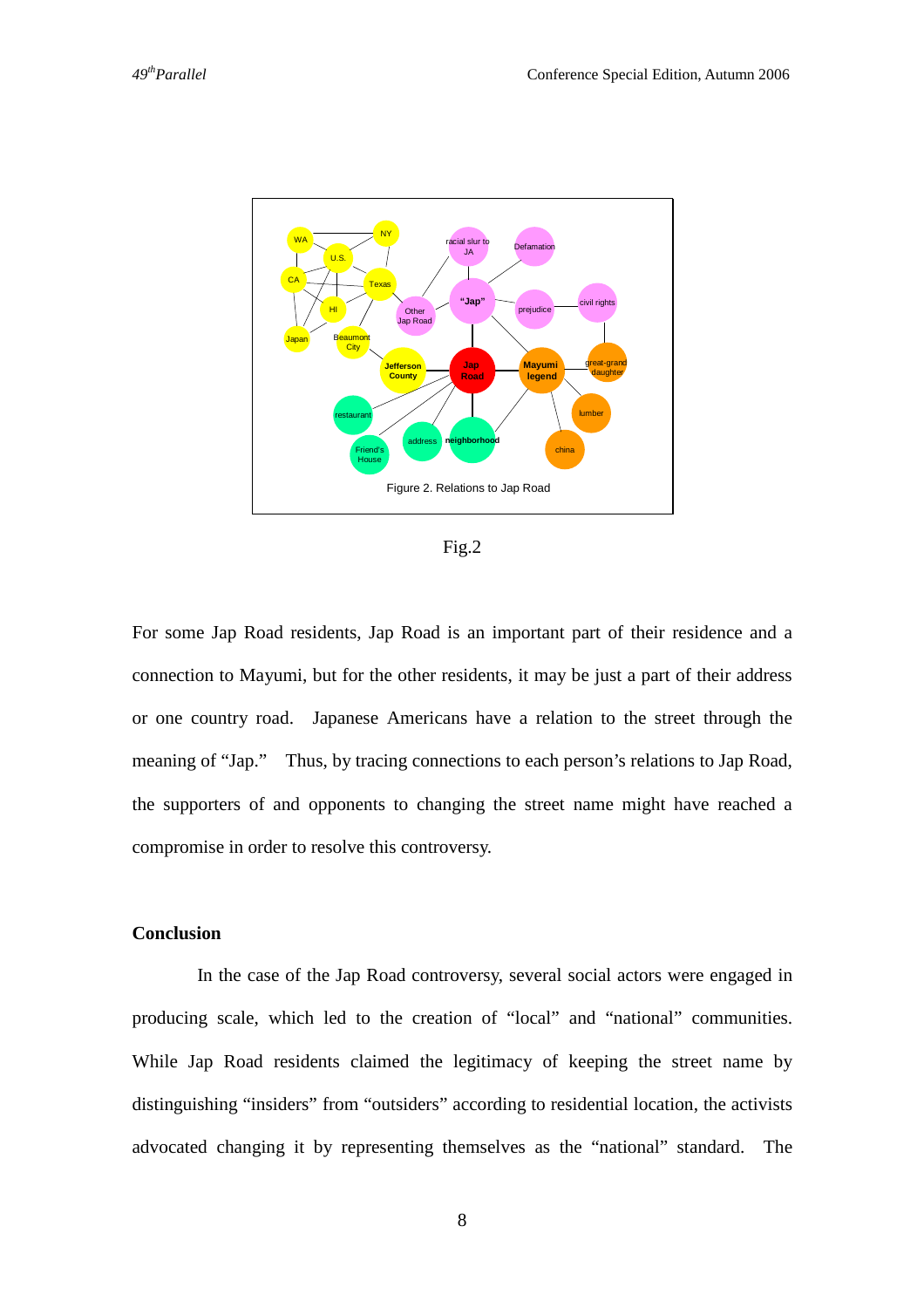Figure 2. Relations to Jap Road

Fig.2

For some Jap Road residents, Jap Road is an important part of their residence and a connection to Mayumi, but for the other residents, it may be just a part of their address or one country road. Japanese Americans have a relation to the street through the meaning of "Jap." Thus, by tracing connections to each person's relations to Jap Road, the supporters of and opponents to changing the street name might have reached a compromise in order to resolve this controversy.

**Conclusion**

In the case of the Jap Road controversy, several social actors were engaged in producing scale, which led to the creation of "local" and "national" communities. While Jap Road residents claimed the legitimacy of keeping the street name by distinguishing "insiders" from "outsiders" according to residential location, the activists advocated changing it by representing themselves as the "national" standard. The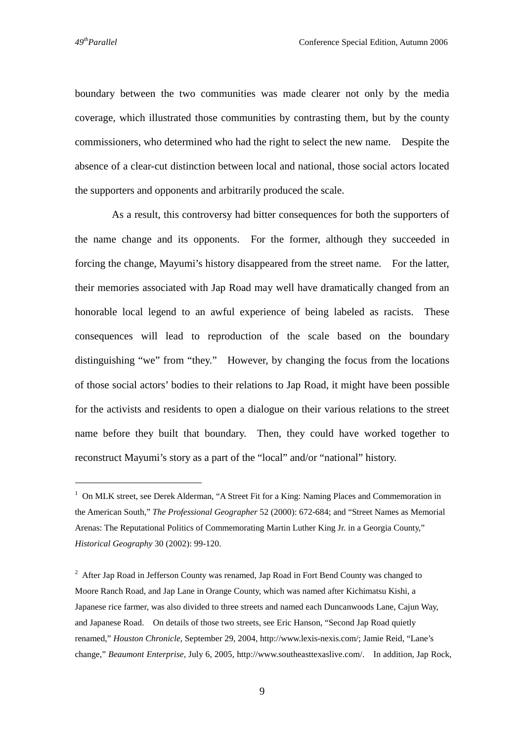boundary between the two communities was made clearer not only by the media coverage, which illustrated those communities by contrasting them, but by the county commissioners, who determined who had the right to select the new name. Despite the absence of a clear-cut distinction between local and national, those social actors located the supporters and opponents and arbitrarily produced the scale.

As a result, this controversy had bitter consequences for both the supporters of the name change and its opponents. For the former, although they succeeded in forcing the change, Mayumi's history disappeared from the street name. For the latter, their memories associated with Jap Road may well have dramatically changed from an honorable local legend to an awful experience of being labeled as racists. These consequences will lead to reproduction of the scale based on the boundary distinguishing "we" from "they." However, by changing the focus from the locations of those social actors' bodies to their relations to Jap Road, it might have been possible for the activists and residents to open a dialogue on their various relations to the street name before they built that boundary. Then, they could have worked together to reconstruct Mayumi's story as a part of the "local" and/or "national" history.

---

[1] On MLK street, see Derek Alderman, "A Street Fit for a King: Naming Places and Commemoration in the American South," *The Professional Geographer* 52 (2000): 672-684; and "Street Names as Memorial Arenas: The Reputational Politics of Commemorating Martin Luther King Jr. in a Georgia County," *Historical Geography* 30 (2002): 99-120.

[2] After Jap Road in Jefferson County was renamed, Jap Road in Fort Bend County was changed to Moore Ranch Road, and Jap Lane in Orange County, which was named after Kichimatsu Kishi, a Japanese rice farmer, was also divided to three streets and named each Duncanwoods Lane, Cajun Way, and Japanese Road. On details of those two streets, see Eric Hanson, "Second Jap Road quietly renamed," *Houston Chronicle*, September 29, 2004, http://www.lexis-nexis.com/; Jamie Reid, "Lane's change," *Beaumont Enterprise*, July 6, 2005, http://www.southeasttexaslive.com/. In addition, Jap Rock,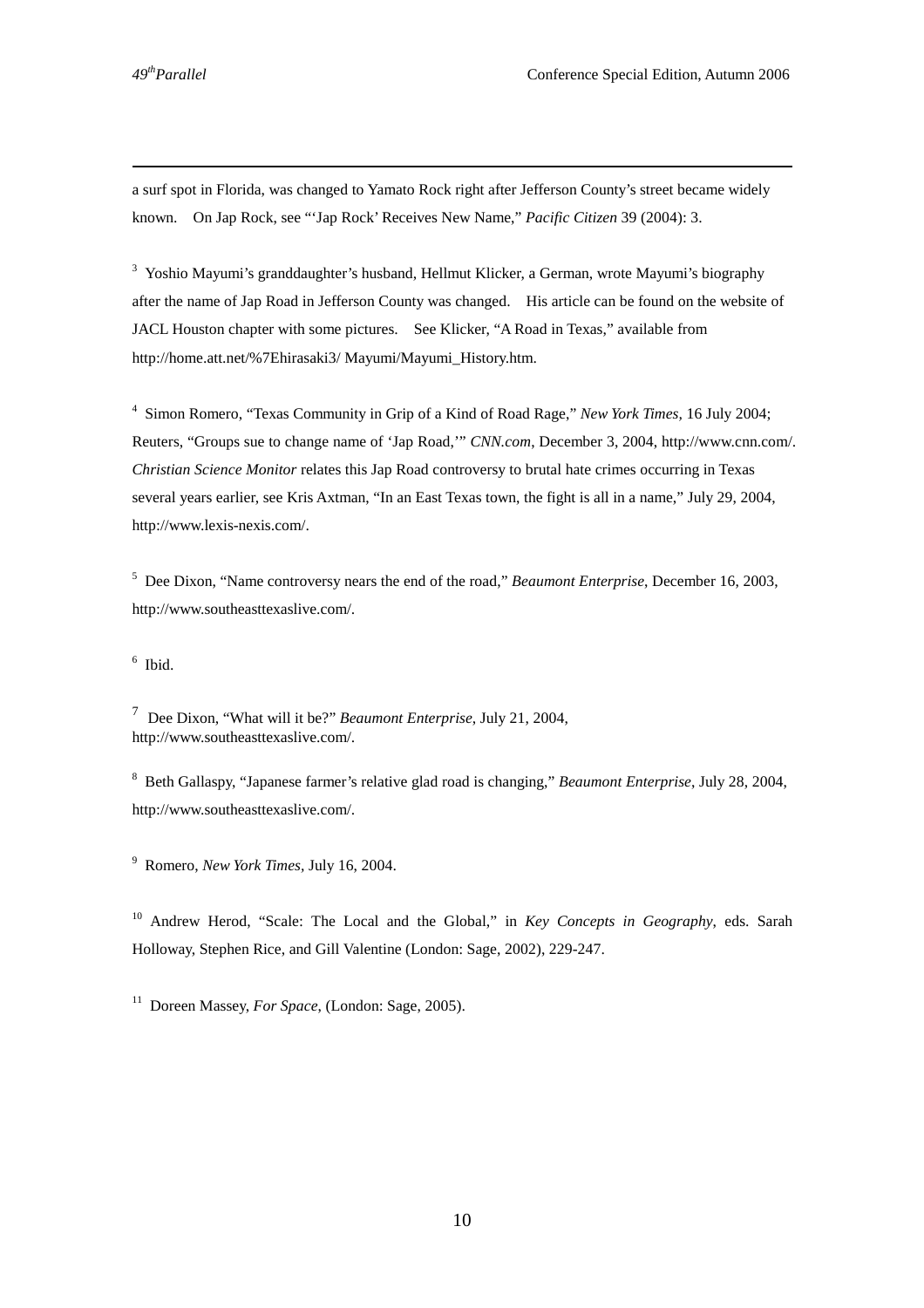a surf spot in Florida, was changed to Yamato Rock right after Jefferson County's street became widely known. On Jap Rock, see "'Jap Rock' Receives New Name," *Pacific Citizen* 39 (2004): 3.

[3] Yoshio Mayumi's granddaughter's husband, Hellmut Klicker, a German, wrote Mayumi's biography after the name of Jap Road in Jefferson County was changed. His article can be found on the website of JACL Houston chapter with some pictures. See Klicker, "A Road in Texas," available from http://home.att.net/%7Ehirasaki3/ Mayumi/Mayumi_History.htm.

[4] Simon Romero, "Texas Community in Grip of a Kind of Road Rage," *New York Times,* 16 July 2004; Reuters, "Groups sue to change name of 'Jap Road,'" *CNN.com*, December 3, 2004, http://www.cnn.com/. *Christian Science Monitor* relates this Jap Road controversy to brutal hate crimes occurring in Texas several years earlier, see Kris Axtman, "In an East Texas town, the fight is all in a name," July 29, 2004, http://www.lexis-nexis.com/.

[5] Dee Dixon, "Name controversy nears the end of the road," *Beaumont Enterprise*, December 16, 2003, http://www.southeasttexaslive.com/.

[6] Ibid.

[7] Dee Dixon, "What will it be?" *Beaumont Enterprise*, July 21, 2004, http://www.southeasttexaslive.com/.

[8] Beth Gallaspy, "Japanese farmer's relative glad road is changing," *Beaumont Enterprise*, July 28, 2004, http://www.southeasttexaslive.com/.

[9] Romero, *New York Times*, July 16, 2004.

[10] Andrew Herod, "Scale: The Local and the Global," in *Key Concepts in Geography*, eds. Sarah Holloway, Stephen Rice, and Gill Valentine (London: Sage, 2002), 229-247.

[11] Doreen Massey, *For Space*, (London: Sage, 2005).